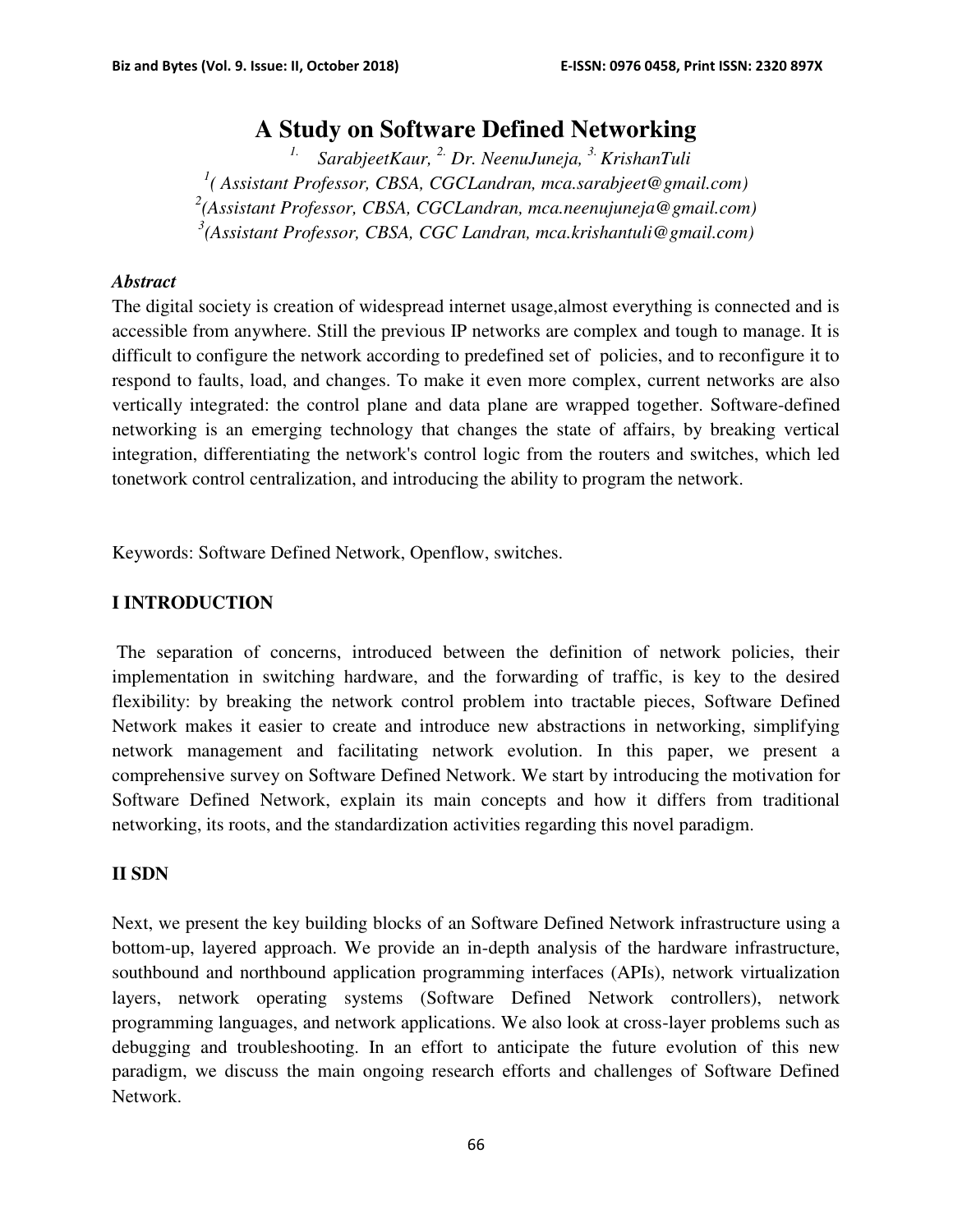# A Study on Software Defined Networking

*[1.] SarabjeetKaur, [2.] Dr. NeenuJuneja, [3.] KrishanTuli*

*[1]( Assistant Professor, CBSA, CGCLandran, mca.sarabjeet@gmail.com)*

*[2](Assistant Professor, CBSA, CGCLandran, mca.neenujuneja@gmail.com)*

*[3](Assistant Professor, CBSA, CGC Landran, mca.krishantuli@gmail.com)*

### *Abstract*

The digital society is creation of widespread internet usage,almost everything is connected and is accessible from anywhere. Still the previous IP networks are complex and tough to manage. It is difficult to configure the network according to predefined set of policies, and to reconfigure it to respond to faults, load, and changes. To make it even more complex, current networks are also vertically integrated: the control plane and data plane are wrapped together. Software-defined networking is an emerging technology that changes the state of affairs, by breaking vertical integration, differentiating the network's control logic from the routers and switches, which led tonetwork control centralization, and introducing the ability to program the network.

Keywords: Software Defined Network, Openflow, switches.

## I INTRODUCTION

The separation of concerns, introduced between the definition of network policies, their implementation in switching hardware, and the forwarding of traffic, is key to the desired flexibility: by breaking the network control problem into tractable pieces, Software Defined Network makes it easier to create and introduce new abstractions in networking, simplifying network management and facilitating network evolution. In this paper, we present a comprehensive survey on Software Defined Network. We start by introducing the motivation for Software Defined Network, explain its main concepts and how it differs from traditional networking, its roots, and the standardization activities regarding this novel paradigm.

## II SDN

Next, we present the key building blocks of an Software Defined Network infrastructure using a bottom-up, layered approach. We provide an in-depth analysis of the hardware infrastructure, southbound and northbound application programming interfaces (APIs), network virtualization layers, network operating systems (Software Defined Network controllers), network programming languages, and network applications. We also look at cross-layer problems such as debugging and troubleshooting. In an effort to anticipate the future evolution of this new paradigm, we discuss the main ongoing research efforts and challenges of Software Defined Network.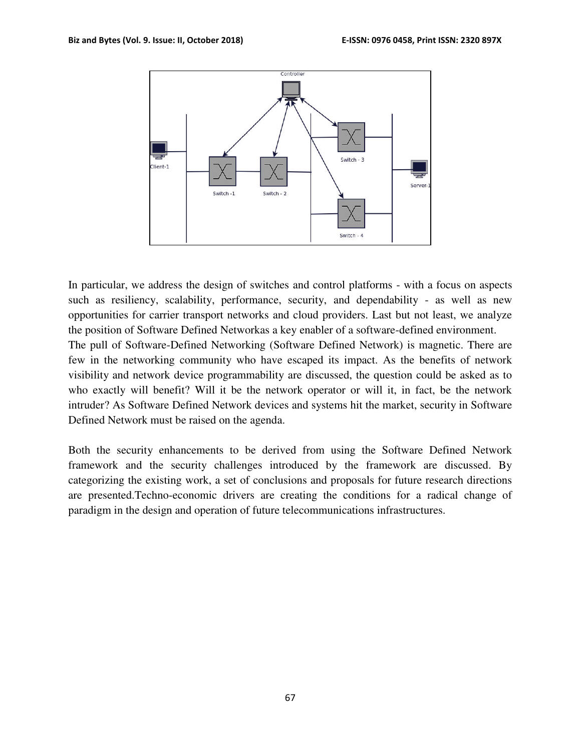In particular, we address the design of switches and control platforms - with a focus on aspects such as resiliency, scalability, performance, security, and dependability - as well as new opportunities for carrier transport networks and cloud providers. Last but not least, we analyze the position of Software Defined Networkas a key enabler of a software-defined environment.
The pull of Software-Defined Networking (Software Defined Network) is magnetic. There are few in the networking community who have escaped its impact. As the benefits of network visibility and network device programmability are discussed, the question could be asked as to who exactly will benefit? Will it be the network operator or will it, in fact, be the network intruder? As Software Defined Network devices and systems hit the market, security in Software Defined Network must be raised on the agenda.

Both the security enhancements to be derived from using the Software Defined Network framework and the security challenges introduced by the framework are discussed. By categorizing the existing work, a set of conclusions and proposals for future research directions are presented.Techno-economic drivers are creating the conditions for a radical change of paradigm in the design and operation of future telecommunications infrastructures.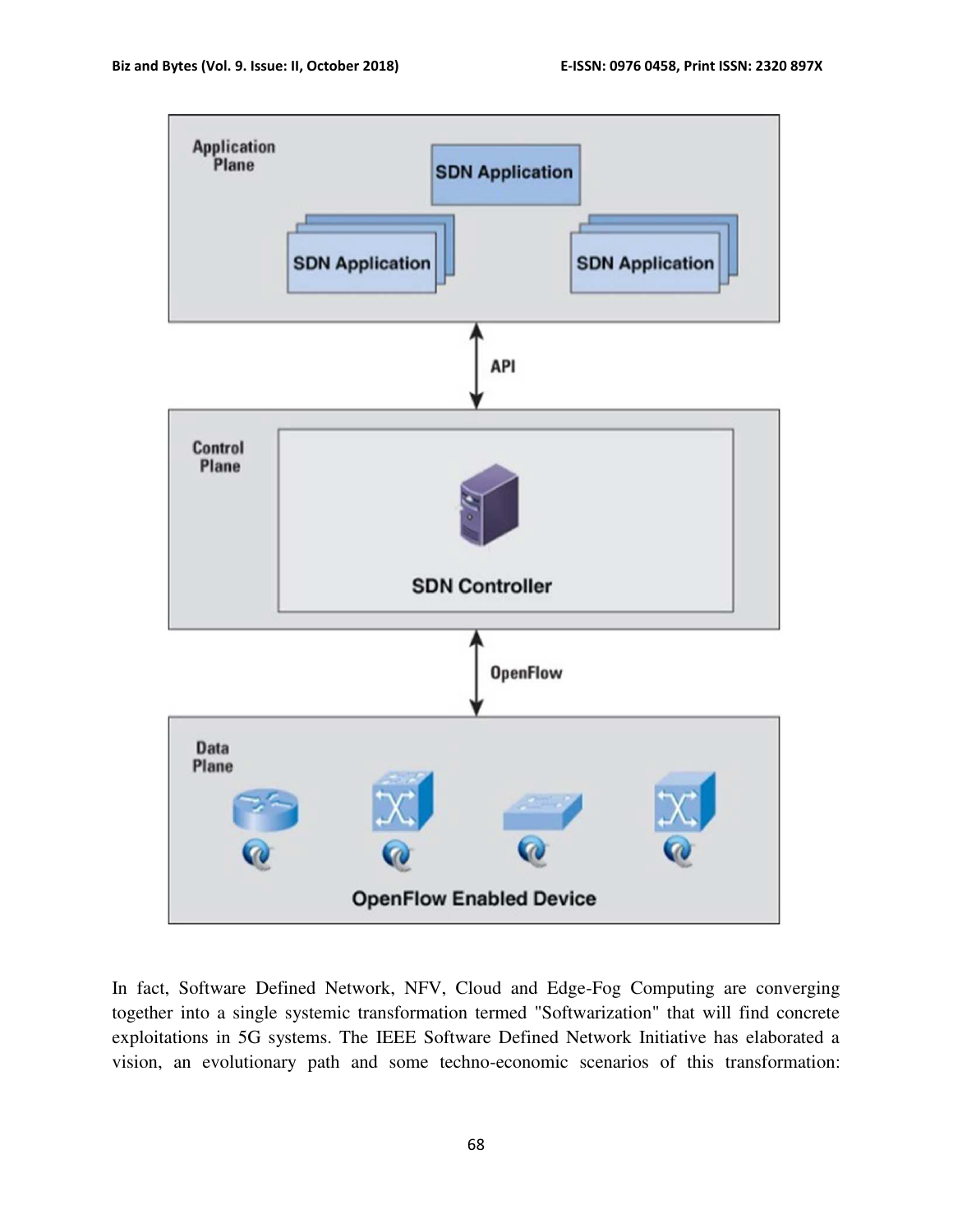In fact, Software Defined Network, NFV, Cloud and Edge-Fog Computing are converging together into a single systemic transformation termed "Softwarization" that will find concrete exploitations in 5G systems. The IEEE Software Defined Network Initiative has elaborated a vision, an evolutionary path and some techno-economic scenarios of this transformation: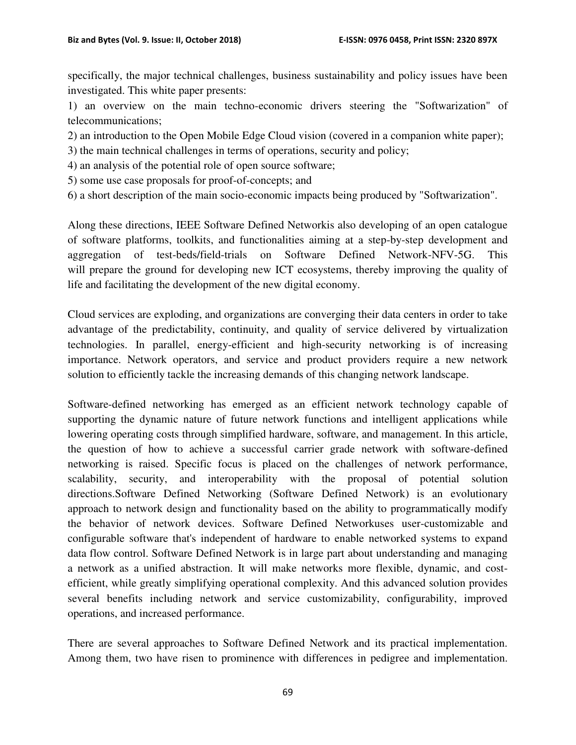specifically, the major technical challenges, business sustainability and policy issues have been investigated. This white paper presents:

1) an overview on the main techno-economic drivers steering the "Softwarization" of telecommunications;
2) an introduction to the Open Mobile Edge Cloud vision (covered in a companion white paper);
3) the main technical challenges in terms of operations, security and policy;
4) an analysis of the potential role of open source software;
5) some use case proposals for proof-of-concepts; and
6) a short description of the main socio-economic impacts being produced by "Softwarization".

Along these directions, IEEE Software Defined Networkis also developing of an open catalogue of software platforms, toolkits, and functionalities aiming at a step-by-step development and aggregation of test-beds/field-trials on Software Defined Network-NFV-5G. This will prepare the ground for developing new ICT ecosystems, thereby improving the quality of life and facilitating the development of the new digital economy.

Cloud services are exploding, and organizations are converging their data centers in order to take advantage of the predictability, continuity, and quality of service delivered by virtualization technologies. In parallel, energy-efficient and high-security networking is of increasing importance. Network operators, and service and product providers require a new network solution to efficiently tackle the increasing demands of this changing network landscape.

Software-defined networking has emerged as an efficient network technology capable of supporting the dynamic nature of future network functions and intelligent applications while lowering operating costs through simplified hardware, software, and management. In this article, the question of how to achieve a successful carrier grade network with software-defined networking is raised. Specific focus is placed on the challenges of network performance, scalability, security, and interoperability with the proposal of potential solution directions.Software Defined Networking (Software Defined Network) is an evolutionary approach to network design and functionality based on the ability to programmatically modify the behavior of network devices. Software Defined Networkuses user-customizable and configurable software that's independent of hardware to enable networked systems to expand data flow control. Software Defined Network is in large part about understanding and managing a network as a unified abstraction. It will make networks more flexible, dynamic, and cost-efficient, while greatly simplifying operational complexity. And this advanced solution provides several benefits including network and service customizability, configurability, improved operations, and increased performance.

There are several approaches to Software Defined Network and its practical implementation. Among them, two have risen to prominence with differences in pedigree and implementation.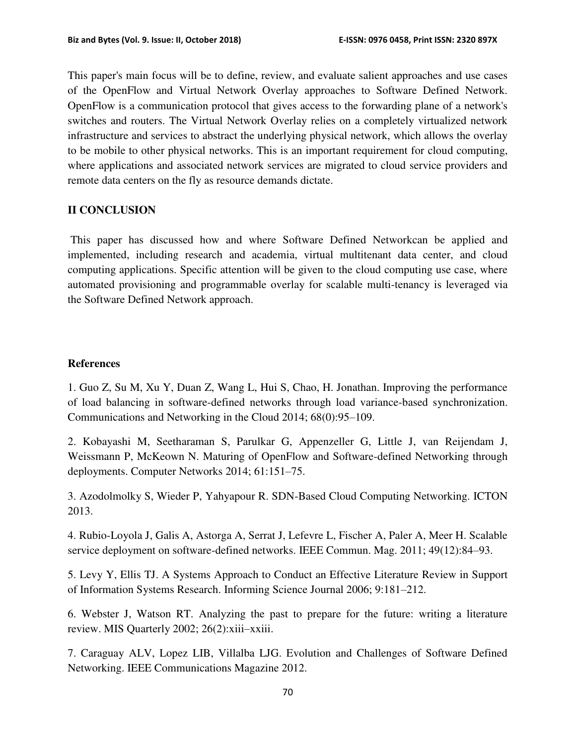This paper's main focus will be to define, review, and evaluate salient approaches and use cases of the OpenFlow and Virtual Network Overlay approaches to Software Defined Network. OpenFlow is a communication protocol that gives access to the forwarding plane of a network's switches and routers. The Virtual Network Overlay relies on a completely virtualized network infrastructure and services to abstract the underlying physical network, which allows the overlay to be mobile to other physical networks. This is an important requirement for cloud computing, where applications and associated network services are migrated to cloud service providers and remote data centers on the fly as resource demands dictate.

## II CONCLUSION

This paper has discussed how and where Software Defined Networkcan be applied and implemented, including research and academia, virtual multitenant data center, and cloud computing applications. Specific attention will be given to the cloud computing use case, where automated provisioning and programmable overlay for scalable multi-tenancy is leveraged via the Software Defined Network approach.

## References

1. Guo Z, Su M, Xu Y, Duan Z, Wang L, Hui S, Chao, H. Jonathan. Improving the performance of load balancing in software-defined networks through load variance-based synchronization. Communications and Networking in the Cloud 2014; 68(0):95–109.

2. Kobayashi M, Seetharaman S, Parulkar G, Appenzeller G, Little J, van Reijendam J, Weissmann P, McKeown N. Maturing of OpenFlow and Software-defined Networking through deployments. Computer Networks 2014; 61:151–75.

3. Azodolmolky S, Wieder P, Yahyapour R. SDN-Based Cloud Computing Networking. ICTON 2013.

4. Rubio-Loyola J, Galis A, Astorga A, Serrat J, Lefevre L, Fischer A, Paler A, Meer H. Scalable service deployment on software-defined networks. IEEE Commun. Mag. 2011; 49(12):84–93.

5. Levy Y, Ellis TJ. A Systems Approach to Conduct an Effective Literature Review in Support of Information Systems Research. Informing Science Journal 2006; 9:181–212.

6. Webster J, Watson RT. Analyzing the past to prepare for the future: writing a literature review. MIS Quarterly 2002; 26(2):xiii–xxiii.

7. Caraguay ALV, Lopez LIB, Villalba LJG. Evolution and Challenges of Software Defined Networking. IEEE Communications Magazine 2012.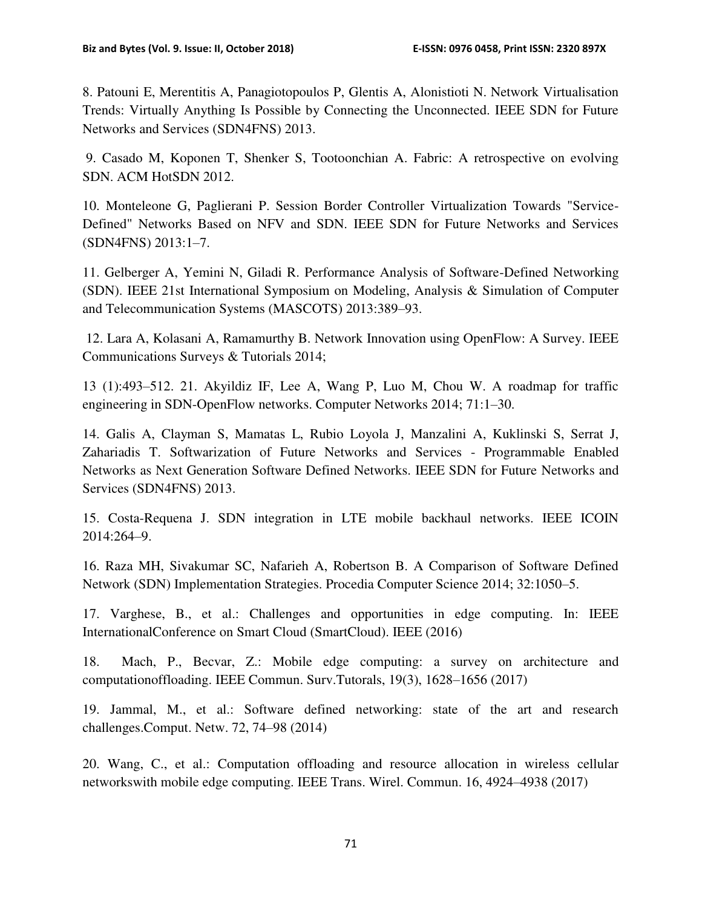8. Patouni E, Merentitis A, Panagiotopoulos P, Glentis A, Alonistioti N. Network Virtualisation Trends: Virtually Anything Is Possible by Connecting the Unconnected. IEEE SDN for Future Networks and Services (SDN4FNS) 2013.

9. Casado M, Koponen T, Shenker S, Tootoonchian A. Fabric: A retrospective on evolving SDN. ACM HotSDN 2012.

10. Monteleone G, Paglierani P. Session Border Controller Virtualization Towards "Service-Defined" Networks Based on NFV and SDN. IEEE SDN for Future Networks and Services (SDN4FNS) 2013:1–7.

11. Gelberger A, Yemini N, Giladi R. Performance Analysis of Software-Defined Networking (SDN). IEEE 21st International Symposium on Modeling, Analysis & Simulation of Computer and Telecommunication Systems (MASCOTS) 2013:389–93.

12. Lara A, Kolasani A, Ramamurthy B. Network Innovation using OpenFlow: A Survey. IEEE Communications Surveys & Tutorials 2014;

13 (1):493–512. 21. Akyildiz IF, Lee A, Wang P, Luo M, Chou W. A roadmap for traffic engineering in SDN-OpenFlow networks. Computer Networks 2014; 71:1–30.

14. Galis A, Clayman S, Mamatas L, Rubio Loyola J, Manzalini A, Kuklinski S, Serrat J, Zahariadis T. Softwarization of Future Networks and Services - Programmable Enabled Networks as Next Generation Software Defined Networks. IEEE SDN for Future Networks and Services (SDN4FNS) 2013.

15. Costa-Requena J. SDN integration in LTE mobile backhaul networks. IEEE ICOIN 2014:264–9.

16. Raza MH, Sivakumar SC, Nafarieh A, Robertson B. A Comparison of Software Defined Network (SDN) Implementation Strategies. Procedia Computer Science 2014; 32:1050–5.

17. Varghese, B., et al.: Challenges and opportunities in edge computing. In: IEEE InternationalConference on Smart Cloud (SmartCloud). IEEE (2016)

18. Mach, P., Becvar, Z.: Mobile edge computing: a survey on architecture and computationoffloading. IEEE Commun. Surv.Tutorals, 19(3), 1628–1656 (2017)

19. Jammal, M., et al.: Software defined networking: state of the art and research challenges.Comput. Netw. 72, 74–98 (2014)

20. Wang, C., et al.: Computation offloading and resource allocation in wireless cellular networkswith mobile edge computing. IEEE Trans. Wirel. Commun. 16, 4924–4938 (2017)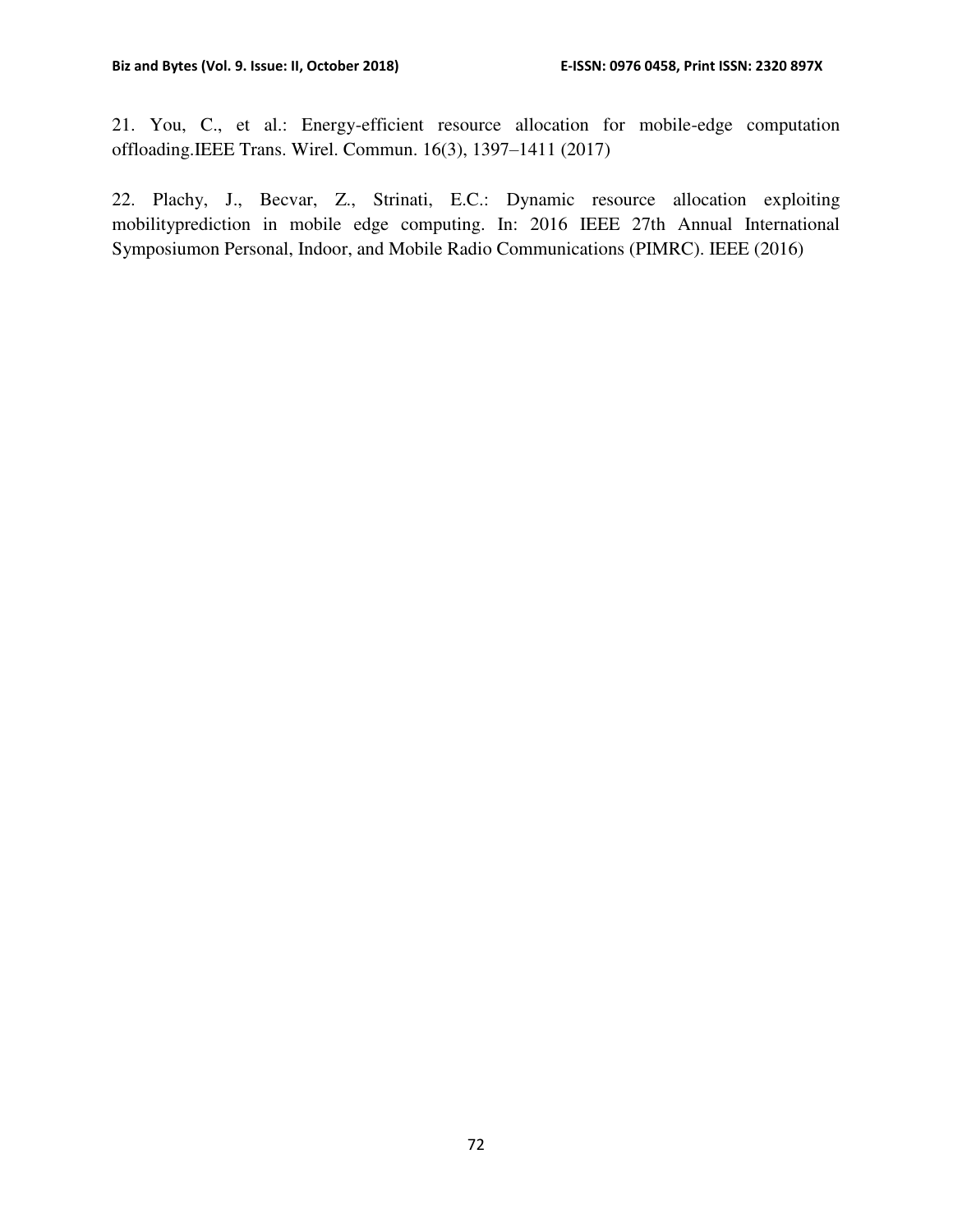21. You, C., et al.: Energy-efficient resource allocation for mobile-edge computation offloading.IEEE Trans. Wirel. Commun. 16(3), 1397–1411 (2017)

22. Plachy, J., Becvar, Z., Strinati, E.C.: Dynamic resource allocation exploiting mobilityprediction in mobile edge computing. In: 2016 IEEE 27th Annual International Symposiumon Personal, Indoor, and Mobile Radio Communications (PIMRC). IEEE (2016)